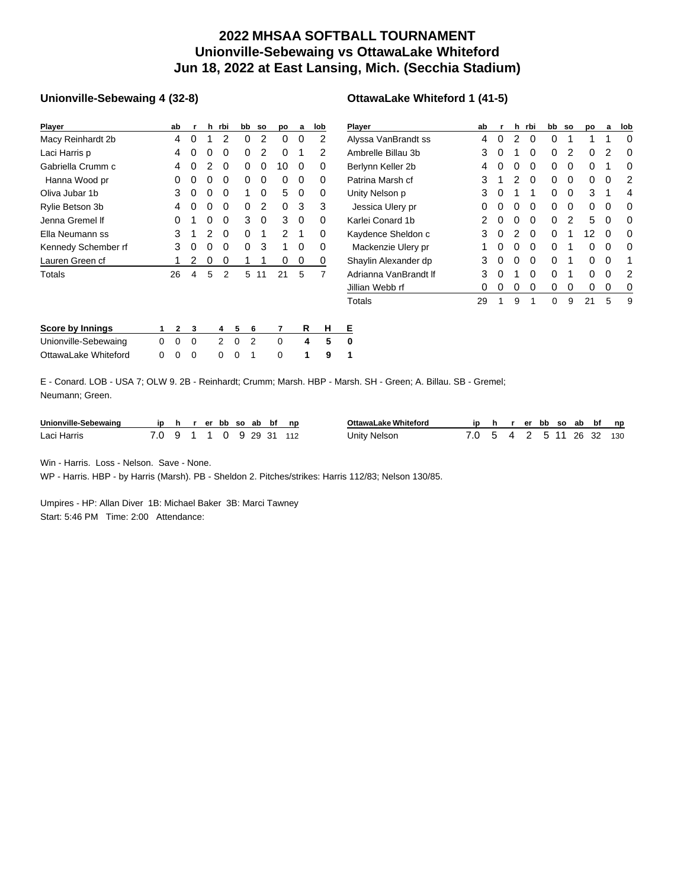# 2022 MHSAA SOFTBALL TOURNAMENT
# Unionville-Sebewaing vs OttawaLake Whiteford
# Jun 18, 2022 at East Lansing, Mich. (Secchia Stadium)

### Unionville-Sebewaing 4 (32-8)

| Player | ab | r | h | rbi | bb | so | po | a | lob |
|---|---|---|---|---|---|---|---|---|---|
| Macy Reinhardt 2b | 4 | 0 | 1 | 2 | 0 | 2 | 0 | 0 | 2 |
| Laci Harris p | 4 | 0 | 0 | 0 | 0 | 2 | 0 | 1 | 2 |
| Gabriella Crumm c | 4 | 0 | 2 | 0 | 0 | 0 | 10 | 0 | 0 |
| Hanna Wood pr | 0 | 0 | 0 | 0 | 0 | 0 | 0 | 0 | 0 |
| Oliva Jubar 1b | 3 | 0 | 0 | 0 | 1 | 0 | 5 | 0 | 0 |
| Rylie Betson 3b | 4 | 0 | 0 | 0 | 0 | 2 | 0 | 3 | 3 |
| Jenna Gremel lf | 0 | 1 | 0 | 0 | 3 | 0 | 3 | 0 | 0 |
| Ella Neumann ss | 3 | 1 | 2 | 0 | 0 | 1 | 2 | 1 | 0 |
| Kennedy Schember rf | 3 | 0 | 0 | 0 | 0 | 3 | 1 | 0 | 0 |
| Lauren Green cf | 1 | 2 | 0 | 0 | 1 | 1 | 0 | 0 | 0 |
| Totals | 26 | 4 | 5 | 2 | 5 | 11 | 21 | 5 | 7 |

### OttawaLake Whiteford 1 (41-5)

| Player | ab | r | h | rbi | bb | so | po | a | lob |
|---|---|---|---|---|---|---|---|---|---|
| Alyssa VanBrandt ss | 4 | 0 | 2 | 0 | 0 | 1 | 1 | 1 | 0 |
| Ambrelle Billau 3b | 3 | 0 | 1 | 0 | 0 | 2 | 0 | 2 | 0 |
| Berlynn Keller 2b | 4 | 0 | 0 | 0 | 0 | 0 | 0 | 1 | 0 |
| Patrina Marsh cf | 3 | 1 | 2 | 0 | 0 | 0 | 0 | 0 | 2 |
| Unity Nelson p | 3 | 0 | 1 | 1 | 0 | 0 | 3 | 1 | 4 |
| Jessica Ulery pr | 0 | 0 | 0 | 0 | 0 | 0 | 0 | 0 | 0 |
| Karlei Conard 1b | 2 | 0 | 0 | 0 | 0 | 2 | 5 | 0 | 0 |
| Kaydence Sheldon c | 3 | 0 | 2 | 0 | 0 | 1 | 12 | 0 | 0 |
| Mackenzie Ulery pr | 1 | 0 | 0 | 0 | 0 | 1 | 0 | 0 | 0 |
| Shaylin Alexander dp | 3 | 0 | 0 | 0 | 0 | 1 | 0 | 0 | 1 |
| Adrianna VanBrandt lf | 3 | 0 | 1 | 0 | 0 | 1 | 0 | 0 | 2 |
| Jillian Webb rf | 0 | 0 | 0 | 0 | 0 | 0 | 0 | 0 | 0 |
| Totals | 29 | 1 | 9 | 1 | 0 | 9 | 21 | 5 | 9 |

| Score by Innings | 1 | 2 | 3 | 4 | 5 | 6 | 7 | R | H | E |
|---|---|---|---|---|---|---|---|---|---|---|
| Unionville-Sebewaing | 0 | 0 | 0 | 2 | 0 | 2 | 0 | 4 | 5 | 0 |
| OttawaLake Whiteford | 0 | 0 | 0 | 0 | 0 | 1 | 0 | 1 | 9 | 1 |

E - Conard. LOB - USA 7; OLW 9. 2B - Reinhardt; Crumm; Marsh. HBP - Marsh. SH - Green; A. Billau. SB - Gremel; Neumann; Green.

| Unionville-Sebewaing | ip | h | r | er | bb | so | ab | bf | np |
|---|---|---|---|---|---|---|---|---|---|
| Laci Harris | 7.0 | 9 | 1 | 1 | 0 | 9 | 29 | 31 | 112 |

| OttawaLake Whiteford | ip | h | r | er | bb | so | ab | bf | np |
|---|---|---|---|---|---|---|---|---|---|
| Unity Nelson | 7.0 | 5 | 4 | 2 | 5 | 11 | 26 | 32 | 130 |

Win - Harris. Loss - Nelson. Save - None.

WP - Harris. HBP - by Harris (Marsh). PB - Sheldon 2. Pitches/strikes: Harris 112/83; Nelson 130/85.

Umpires - HP: Allan Diver 1B: Michael Baker 3B: Marci Tawney

Start: 5:46 PM Time: 2:00 Attendance: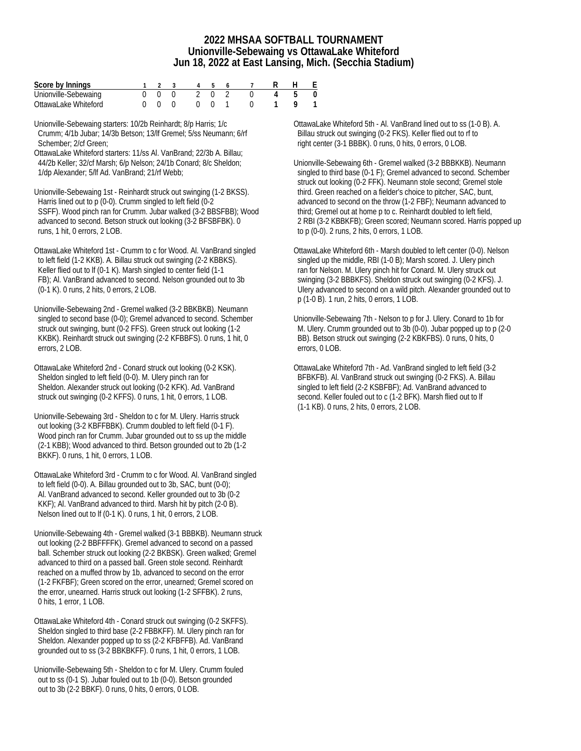# 2022 MHSAA SOFTBALL TOURNAMENT
## Unionville-Sebewaing vs OttawaLake Whiteford
### Jun 18, 2022 at East Lansing, Mich. (Secchia Stadium)

| Score by Innings | 1 | 2 | 3 | 4 | 5 | 6 | 7 | R | H | E |
|---|---|---|---|---|---|---|---|---|---|---|
| Unionville-Sebewaing | 0 | 0 | 0 | 2 | 0 | 2 | 0 | 4 | 5 | 0 |
| OttawaLake Whiteford | 0 | 0 | 0 | 0 | 0 | 1 | 0 | 1 | 9 | 1 |

Unionville-Sebewaing starters: 10/2b Reinhardt; 8/p Harris; 1/c Crumm; 4/1b Jubar; 14/3b Betson; 13/lf Gremel; 5/ss Neumann; 6/rf Schember; 2/cf Green;

OttawaLake Whiteford starters: 11/ss Al. VanBrand; 22/3b A. Billau; 44/2b Keller; 32/cf Marsh; 6/p Nelson; 24/1b Conard; 8/c Sheldon; 1/dp Alexander; 5/lf Ad. VanBrand; 21/rf Webb;

Unionville-Sebewaing 1st - Reinhardt struck out swinging (1-2 BKSS). Harris lined out to p (0-0). Crumm singled to left field (0-2 SSFF). Wood pinch ran for Crumm. Jubar walked (3-2 BBSFBB); Wood advanced to second. Betson struck out looking (3-2 BFSBFBK). 0 runs, 1 hit, 0 errors, 2 LOB.

OttawaLake Whiteford 1st - Crumm to c for Wood. Al. VanBrand singled to left field (1-2 KKB). A. Billau struck out swinging (2-2 KBBKS). Keller flied out to lf (0-1 K). Marsh singled to center field (1-1 FB); Al. VanBrand advanced to second. Nelson grounded out to 3b (0-1 K). 0 runs, 2 hits, 0 errors, 2 LOB.

Unionville-Sebewaing 2nd - Gremel walked (3-2 BBKBKB). Neumann singled to second base (0-0); Gremel advanced to second. Schember struck out swinging, bunt (0-2 FFS). Green struck out looking (1-2 KKBK). Reinhardt struck out swinging (2-2 KFBBFS). 0 runs, 1 hit, 0 errors, 2 LOB.

OttawaLake Whiteford 2nd - Conard struck out looking (0-2 KSK). Sheldon singled to left field (0-0). M. Ulery pinch ran for Sheldon. Alexander struck out looking (0-2 KFK). Ad. VanBrand struck out swinging (0-2 KFFS). 0 runs, 1 hit, 0 errors, 1 LOB.

Unionville-Sebewaing 3rd - Sheldon to c for M. Ulery. Harris struck out looking (3-2 KBFFBBK). Crumm doubled to left field (0-1 F). Wood pinch ran for Crumm. Jubar grounded out to ss up the middle (2-1 KBB); Wood advanced to third. Betson grounded out to 2b (1-2 BKKF). 0 runs, 1 hit, 0 errors, 1 LOB.

OttawaLake Whiteford 3rd - Crumm to c for Wood. Al. VanBrand singled to left field (0-0). A. Billau grounded out to 3b, SAC, bunt (0-0); Al. VanBrand advanced to second. Keller grounded out to 3b (0-2 KKF); Al. VanBrand advanced to third. Marsh hit by pitch (2-0 B). Nelson lined out to lf (0-1 K). 0 runs, 1 hit, 0 errors, 2 LOB.

Unionville-Sebewaing 4th - Gremel walked (3-1 BBBKB). Neumann struck out looking (2-2 BBFFFFK). Gremel advanced to second on a passed ball. Schember struck out looking (2-2 BKBSK). Green walked; Gremel advanced to third on a passed ball. Green stole second. Reinhardt reached on a muffed throw by 1b, advanced to second on the error (1-2 FKFBF); Green scored on the error, unearned; Gremel scored on the error, unearned. Harris struck out looking (1-2 SFFBK). 2 runs, 0 hits, 1 error, 1 LOB.

OttawaLake Whiteford 4th - Conard struck out swinging (0-2 SKFFS). Sheldon singled to third base (2-2 FBBKFF). M. Ulery pinch ran for Sheldon. Alexander popped up to ss (2-2 KFBFFB). Ad. VanBrand grounded out to ss (3-2 BBKBKFF). 0 runs, 1 hit, 0 errors, 1 LOB.

Unionville-Sebewaing 5th - Sheldon to c for M. Ulery. Crumm fouled out to ss (0-1 S). Jubar fouled out to 1b (0-0). Betson grounded out to 3b (2-2 BBKF). 0 runs, 0 hits, 0 errors, 0 LOB.

OttawaLake Whiteford 5th - Al. VanBrand lined out to ss (1-0 B). A. Billau struck out swinging (0-2 FKS). Keller flied out to rf to right center (3-1 BBBK). 0 runs, 0 hits, 0 errors, 0 LOB.

Unionville-Sebewaing 6th - Gremel walked (3-2 BBBKKB). Neumann singled to third base (0-1 F); Gremel advanced to second. Schember struck out looking (0-2 FFK). Neumann stole second; Gremel stole third. Green reached on a fielder's choice to pitcher, SAC, bunt, advanced to second on the throw (1-2 FBF); Neumann advanced to third; Gremel out at home p to c. Reinhardt doubled to left field, 2 RBI (3-2 KBBKFB); Green scored; Neumann scored. Harris popped up to p (0-0). 2 runs, 2 hits, 0 errors, 1 LOB.

OttawaLake Whiteford 6th - Marsh doubled to left center (0-0). Nelson singled up the middle, RBI (1-0 B); Marsh scored. J. Ulery pinch ran for Nelson. M. Ulery pinch hit for Conard. M. Ulery struck out swinging (3-2 BBBKFS). Sheldon struck out swinging (0-2 KFS). J. Ulery advanced to second on a wild pitch. Alexander grounded out to p (1-0 B). 1 run, 2 hits, 0 errors, 1 LOB.

Unionville-Sebewaing 7th - Nelson to p for J. Ulery. Conard to 1b for M. Ulery. Crumm grounded out to 3b (0-0). Jubar popped up to p (2-0 BB). Betson struck out swinging (2-2 KBKFBS). 0 runs, 0 hits, 0 errors, 0 LOB.

OttawaLake Whiteford 7th - Ad. VanBrand singled to left field (3-2 BFBKFB). Al. VanBrand struck out swinging (0-2 FKS). A. Billau singled to left field (2-2 KSBFBF); Ad. VanBrand advanced to second. Keller fouled out to c (1-2 BFK). Marsh flied out to lf (1-1 KB). 0 runs, 2 hits, 0 errors, 2 LOB.